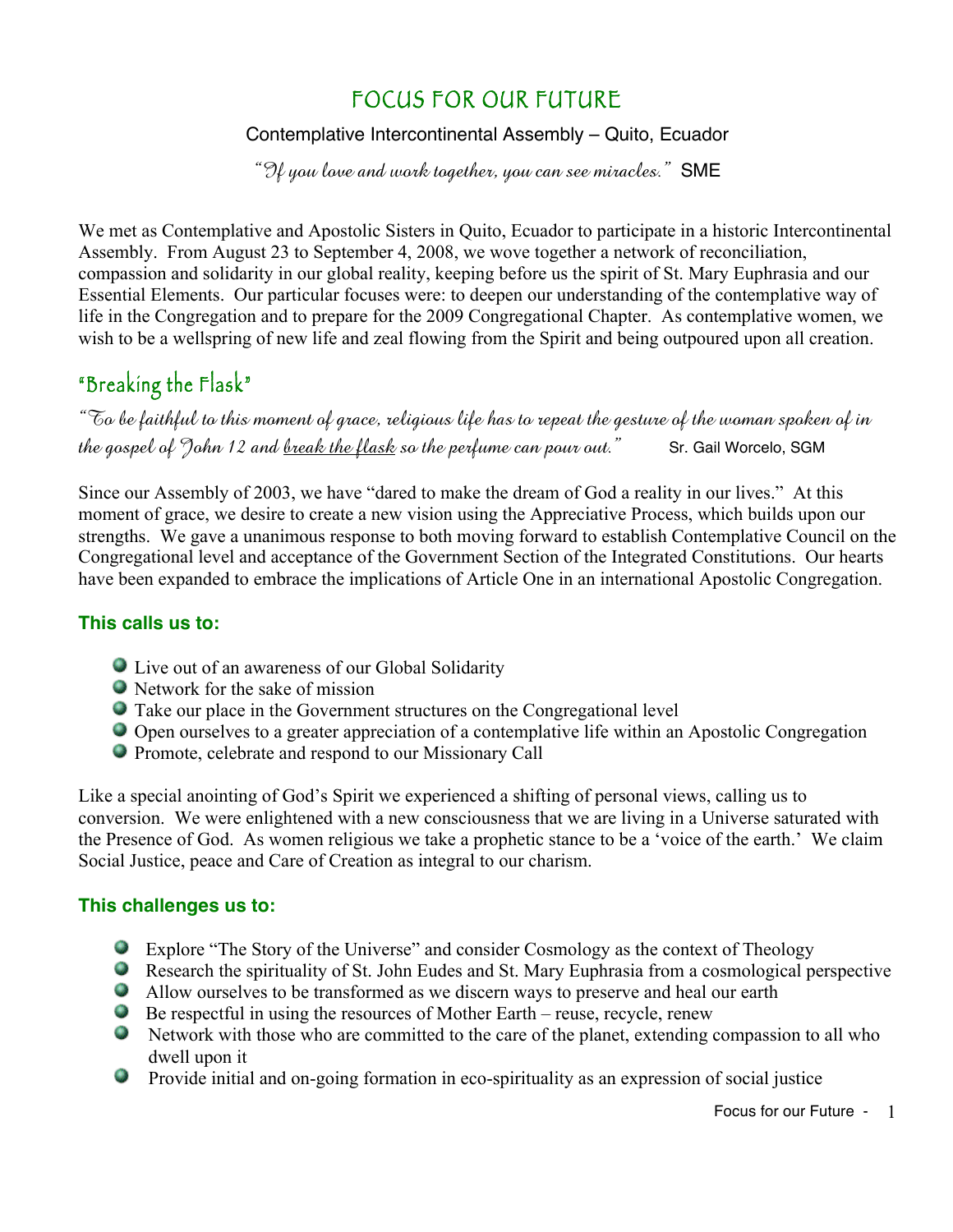# FOCUS FOR OUR FUTURE

Contemplative Intercontinental Assembly – Quito, Ecuador

*"If you love and work together, you can see miracles."* SME

We met as Contemplative and Apostolic Sisters in Quito, Ecuador to participate in a historic Intercontinental Assembly. From August 23 to September 4, 2008, we wove together a network of reconciliation, compassion and solidarity in our global reality, keeping before us the spirit of St. Mary Euphrasia and our Essential Elements. Our particular focuses were: to deepen our understanding of the contemplative way of life in the Congregation and to prepare for the 2009 Congregational Chapter. As contemplative women, we wish to be a wellspring of new life and zeal flowing from the Spirit and being outpoured upon all creation.

## "Breaking the Flask"

*"To be faithful to this moment of grace, religious life has to repeat the gesture of the woman spoken of in the gospel of John 12 and <u>break the flask</u> so the perfume can pour out."* Sr. Gail Worcelo, SGM

Since our Assembly of 2003, we have "dared to make the dream of God a reality in our lives." At this moment of grace, we desire to create a new vision using the Appreciative Process, which builds upon our strengths. We gave a unanimous response to both moving forward to establish Contemplative Council on the Congregational level and acceptance of the Government Section of the Integrated Constitutions. Our hearts have been expanded to embrace the implications of Article One in an international Apostolic Congregation.

### This calls us to:

- Live out of an awareness of our Global Solidarity
- Network for the sake of mission
- Take our place in the Government structures on the Congregational level
- Open ourselves to a greater appreciation of a contemplative life within an Apostolic Congregation
- Promote, celebrate and respond to our Missionary Call

Like a special anointing of God's Spirit we experienced a shifting of personal views, calling us to conversion. We were enlightened with a new consciousness that we are living in a Universe saturated with the Presence of God. As women religious we take a prophetic stance to be a 'voice of the earth.' We claim Social Justice, peace and Care of Creation as integral to our charism.

### This challenges us to:

- Explore "The Story of the Universe" and consider Cosmology as the context of Theology
- Research the spirituality of St. John Eudes and St. Mary Euphrasia from a cosmological perspective
- Allow ourselves to be transformed as we discern ways to preserve and heal our earth
- Be respectful in using the resources of Mother Earth – reuse, recycle, renew
- Network with those who are committed to the care of the planet, extending compassion to all who dwell upon it
- Provide initial and on-going formation in eco-spirituality as an expression of social justice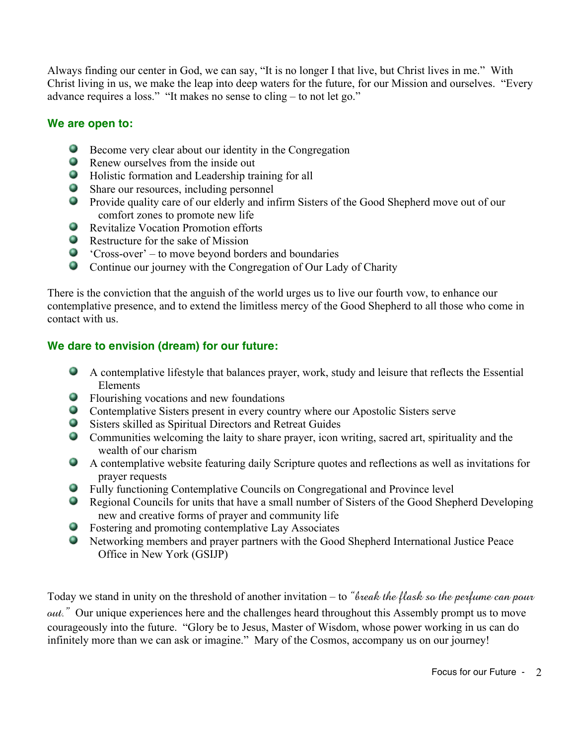Always finding our center in God, we can say, "It is no longer I that live, but Christ lives in me." With Christ living in us, we make the leap into deep waters for the future, for our Mission and ourselves. "Every advance requires a loss." "It makes no sense to cling – to not let go."

### We are open to:

- Become very clear about our identity in the Congregation
- Renew ourselves from the inside out
- Holistic formation and Leadership training for all
- Share our resources, including personnel
- Provide quality care of our elderly and infirm Sisters of the Good Shepherd move out of our comfort zones to promote new life
- Revitalize Vocation Promotion efforts
- Restructure for the sake of Mission
- 'Cross-over' – to move beyond borders and boundaries
- Continue our journey with the Congregation of Our Lady of Charity

There is the conviction that the anguish of the world urges us to live our fourth vow, to enhance our contemplative presence, and to extend the limitless mercy of the Good Shepherd to all those who come in contact with us.

### We dare to envision (dream) for our future:

- A contemplative lifestyle that balances prayer, work, study and leisure that reflects the Essential Elements
- Flourishing vocations and new foundations
- Contemplative Sisters present in every country where our Apostolic Sisters serve
- Sisters skilled as Spiritual Directors and Retreat Guides
- Communities welcoming the laity to share prayer, icon writing, sacred art, spirituality and the wealth of our charism
- A contemplative website featuring daily Scripture quotes and reflections as well as invitations for prayer requests
- Fully functioning Contemplative Councils on Congregational and Province level
- Regional Councils for units that have a small number of Sisters of the Good Shepherd Developing new and creative forms of prayer and community life
- Fostering and promoting contemplative Lay Associates
- Networking members and prayer partners with the Good Shepherd International Justice Peace Office in New York (GSIJP)

Today we stand in unity on the threshold of another invitation – to *"break the flask so the perfume can pour out."* Our unique experiences here and the challenges heard throughout this Assembly prompt us to move courageously into the future. "Glory be to Jesus, Master of Wisdom, whose power working in us can do infinitely more than we can ask or imagine." Mary of the Cosmos, accompany us on our journey!